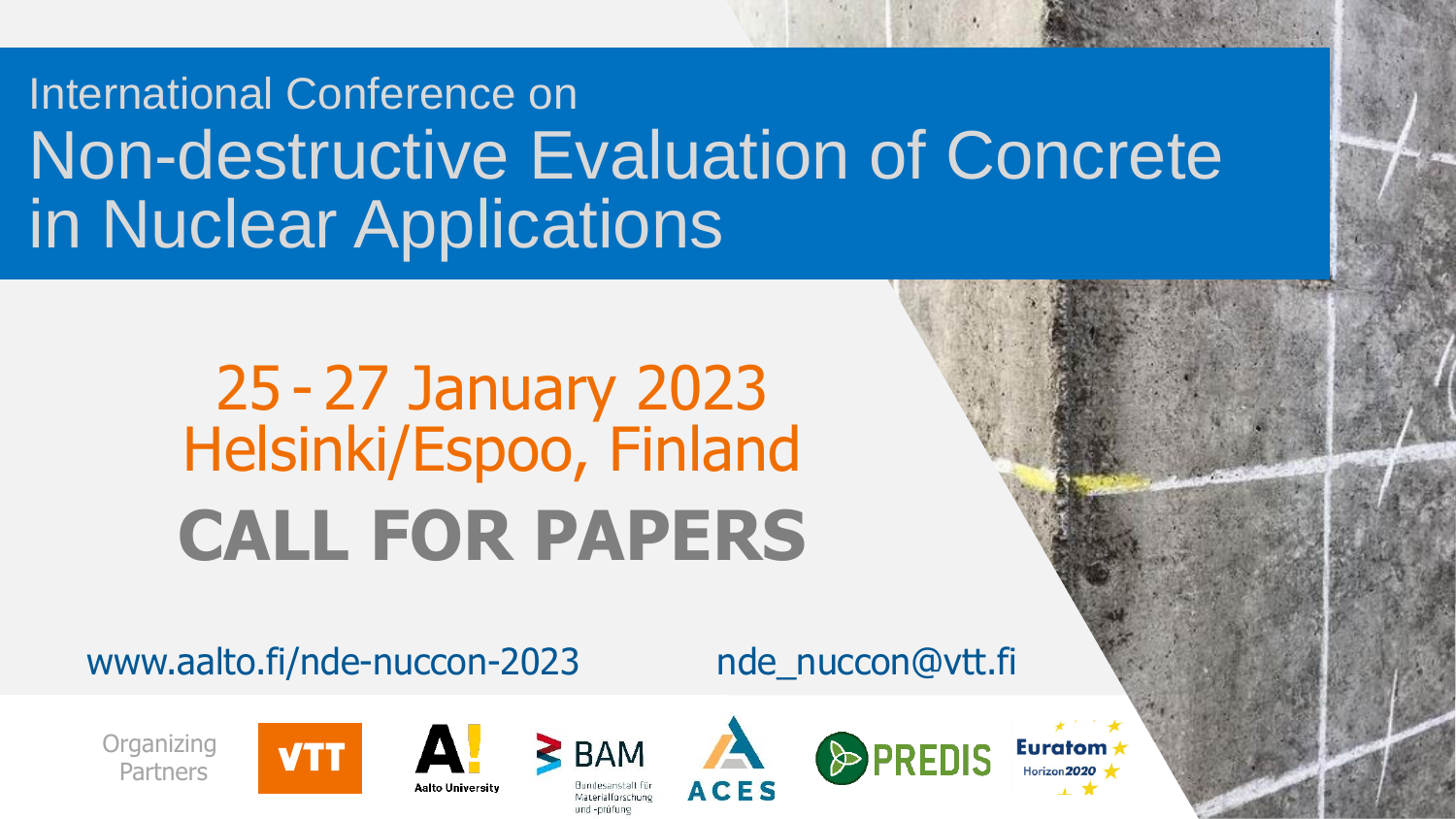International Conference on

# Non-destructive Evaluation of Concrete in Nuclear Applications

## 25 - 27 January 2023
## Helsinki/Espoo, Finland

# CALL FOR PAPERS

www.aalto.fi/nde-nuccon-2023

nde_nuccon@vtt.fi

Organizing Partners

VTT

Aalto University

BAM Bundesanstalt für Materialforschung und -prüfung

ACES

PREDIS

Euratom Horizon2020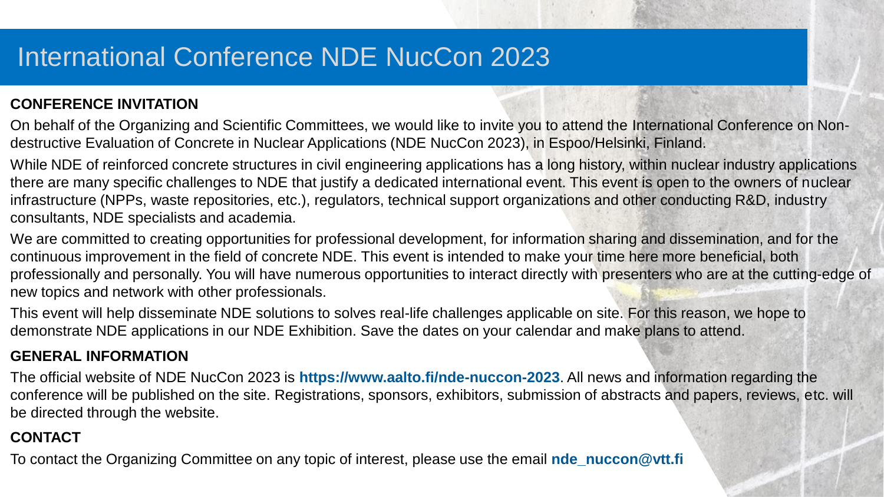# International Conference NDE NucCon 2023

## CONFERENCE INVITATION

On behalf of the Organizing and Scientific Committees, we would like to invite you to attend the International Conference on Non-destructive Evaluation of Concrete in Nuclear Applications (NDE NucCon 2023), in Espoo/Helsinki, Finland.

While NDE of reinforced concrete structures in civil engineering applications has a long history, within nuclear industry applications there are many specific challenges to NDE that justify a dedicated international event. This event is open to the owners of nuclear infrastructure (NPPs, waste repositories, etc.), regulators, technical support organizations and other conducting R&D, industry consultants, NDE specialists and academia.

We are committed to creating opportunities for professional development, for information sharing and dissemination, and for the continuous improvement in the field of concrete NDE. This event is intended to make your time here more beneficial, both professionally and personally. You will have numerous opportunities to interact directly with presenters who are at the cutting-edge of new topics and network with other professionals.

This event will help disseminate NDE solutions to solves real-life challenges applicable on site. For this reason, we hope to demonstrate NDE applications in our NDE Exhibition. Save the dates on your calendar and make plans to attend.

## GENERAL INFORMATION

The official website of NDE NucCon 2023 is **https://www.aalto.fi/nde-nuccon-2023**. All news and information regarding the conference will be published on the site. Registrations, sponsors, exhibitors, submission of abstracts and papers, reviews, etc. will be directed through the website.

## CONTACT

To contact the Organizing Committee on any topic of interest, please use the email **nde_nuccon@vtt.fi**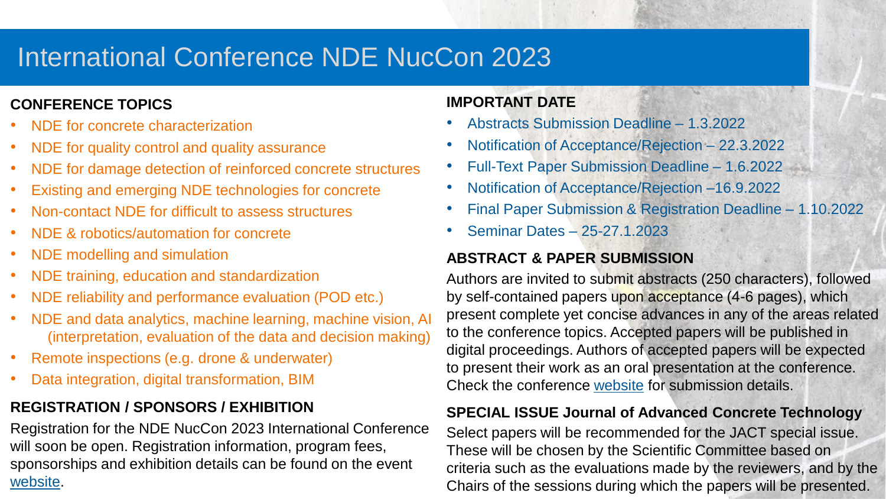# International Conference NDE NucCon 2023

## CONFERENCE TOPICS

- NDE for concrete characterization
- NDE for quality control and quality assurance
- NDE for damage detection of reinforced concrete structures
- Existing and emerging NDE technologies for concrete
- Non-contact NDE for difficult to assess structures
- NDE & robotics/automation for concrete
- NDE modelling and simulation
- NDE training, education and standardization
- NDE reliability and performance evaluation (POD etc.)
- NDE and data analytics, machine learning, machine vision, AI (interpretation, evaluation of the data and decision making)
- Remote inspections (e.g. drone & underwater)
- Data integration, digital transformation, BIM

## REGISTRATION / SPONSORS / EXHIBITION

Registration for the NDE NucCon 2023 International Conference will soon be open. Registration information, program fees, sponsorships and exhibition details can be found on the event website.

## IMPORTANT DATE

- Abstracts Submission Deadline – 1.3.2022
- Notification of Acceptance/Rejection – 22.3.2022
- Full-Text Paper Submission Deadline – 1.6.2022
- Notification of Acceptance/Rejection –16.9.2022
- Final Paper Submission & Registration Deadline – 1.10.2022
- Seminar Dates – 25-27.1.2023

## ABSTRACT & PAPER SUBMISSION

Authors are invited to submit abstracts (250 characters), followed by self-contained papers upon acceptance (4-6 pages), which present complete yet concise advances in any of the areas related to the conference topics. Accepted papers will be published in digital proceedings. Authors of accepted papers will be expected to present their work as an oral presentation at the conference. Check the conference website for submission details.

## SPECIAL ISSUE Journal of Advanced Concrete Technology

Select papers will be recommended for the JACT special issue. These will be chosen by the Scientific Committee based on criteria such as the evaluations made by the reviewers, and by the Chairs of the sessions during which the papers will be presented.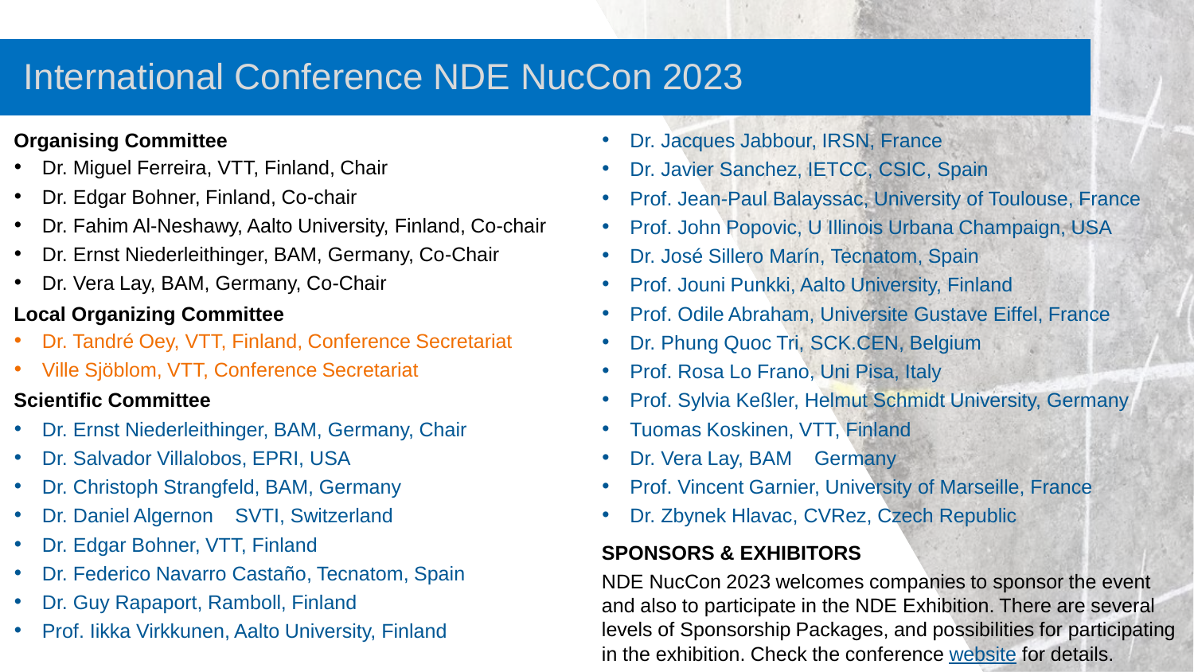# International Conference NDE NucCon 2023

**Organising Committee**

- Dr. Miguel Ferreira, VTT, Finland, Chair
- Dr. Edgar Bohner, Finland, Co-chair
- Dr. Fahim Al-Neshawy, Aalto University, Finland, Co-chair
- Dr. Ernst Niederleithinger, BAM, Germany, Co-Chair
- Dr. Vera Lay, BAM, Germany, Co-Chair

**Local Organizing Committee**

- Dr. Tandré Oey, VTT, Finland, Conference Secretariat
- Ville Sjöblom, VTT, Conference Secretariat

**Scientific Committee**

- Dr. Ernst Niederleithinger, BAM, Germany, Chair
- Dr. Salvador Villalobos, EPRI, USA
- Dr. Christoph Strangfeld, BAM, Germany
- Dr. Daniel Algernon SVTI, Switzerland
- Dr. Edgar Bohner, VTT, Finland
- Dr. Federico Navarro Castaño, Tecnatom, Spain
- Dr. Guy Rapaport, Ramboll, Finland
- Prof. Iikka Virkkunen, Aalto University, Finland
- Dr. Jacques Jabbour, IRSN, France
- Dr. Javier Sanchez, IETCC, CSIC, Spain
- Prof. Jean-Paul Balayssac, University of Toulouse, France
- Prof. John Popovic, U Illinois Urbana Champaign, USA
- Dr. José Sillero Marín, Tecnatom, Spain
- Prof. Jouni Punkki, Aalto University, Finland
- Prof. Odile Abraham, Universite Gustave Eiffel, France
- Dr. Phung Quoc Tri, SCK.CEN, Belgium
- Prof. Rosa Lo Frano, Uni Pisa, Italy
- Prof. Sylvia Keßler, Helmut Schmidt University, Germany
- Tuomas Koskinen, VTT, Finland
- Dr. Vera Lay, BAM Germany
- Prof. Vincent Garnier, University of Marseille, France
- Dr. Zbynek Hlavac, CVRez, Czech Republic

**SPONSORS & EXHIBITORS**

NDE NucCon 2023 welcomes companies to sponsor the event and also to participate in the NDE Exhibition. There are several levels of Sponsorship Packages, and possibilities for participating in the exhibition. Check the conference website for details.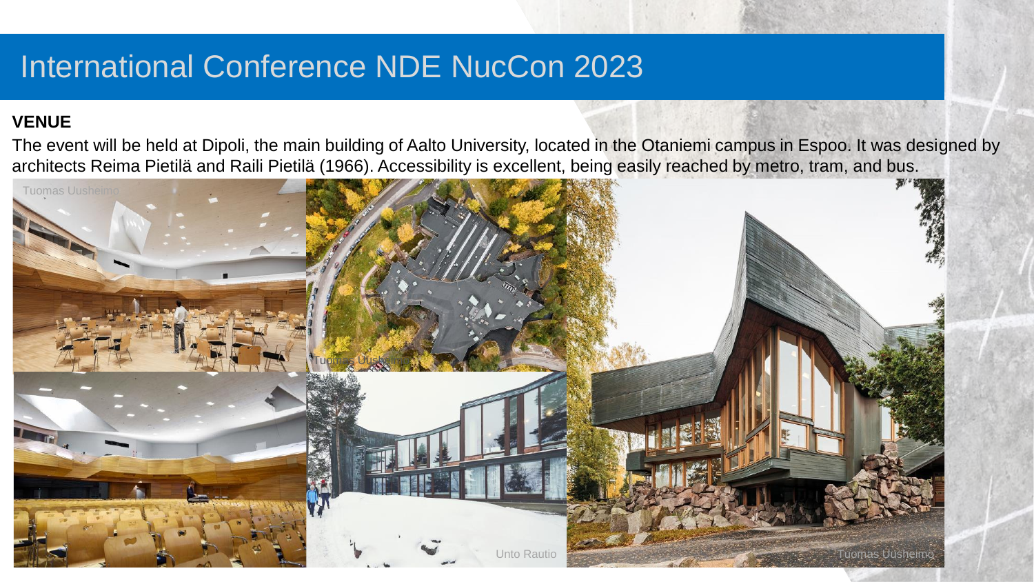# International Conference NDE NucCon 2023

**VENUE**

The event will be held at Dipoli, the main building of Aalto University, located in the Otaniemi campus in Espoo. It was designed by architects Reima Pietilä and Raili Pietilä (1966). Accessibility is excellent, being easily reached by metro, tram, and bus.

Tuomas Uusheimo

Tuomas Uusheimo

Unto Rautio

Tuomas Uusheimo